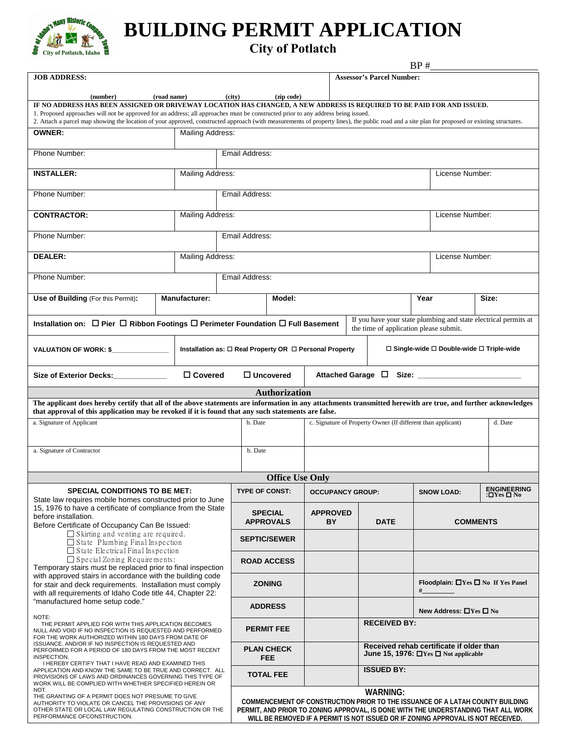# BUILDING PERMIT APPLICATION

## City of Potlatch

BP #______________________

| **JOB ADDRESS:** (number) (road name) (city) (zip code) | **Assessor's Parcel Number:** |
|---|---|

**IF NO ADDRESS HAS BEEN ASSIGNED OR DRIVEWAY LOCATION HAS CHANGED, A NEW ADDRESS IS REQUIRED TO BE PAID FOR AND ISSUED.**

1. Proposed approaches will not be approved for an address; all approaches must be constructed prior to any address being issued.
2. Attach a parcel map showing the location of your approved, constructed approach (with measurements of property lines), the public road and a site plan for proposed or existing structures.

| | | |
|---|---|---|
| **OWNER:** | Mailing Address: | |
| Phone Number: | Email Address: | |
| **INSTALLER:** | Mailing Address: | License Number: |
| Phone Number: | Email Address: | |
| **CONTRACTOR:** | Mailing Address: | License Number: |
| Phone Number: | Email Address: | |
| **DEALER:** | Mailing Address: | License Number: |
| Phone Number: | Email Address: | |

| **Use of Building** (For this Permit)**:** | **Manufacturer:** | **Model:** | **Year** | **Size:** |
|---|---|---|---|---|

**Installation on:** ☐ **Pier** ☐ **Ribbon Footings** ☐ **Perimeter Foundation** ☐ **Full Basement**

If you have your state plumbing and state electrical permits at the time of application please submit.

**VALUATION OF WORK: $**______________ **Installation as:** ☐ **Real Property OR** ☐ **Personal Property** ☐ **Single-wide** ☐ **Double-wide** ☐ **Triple-wide**

**Size of Exterior Decks:**____________ ☐ **Covered** ☐ **Uncovered** **Attached Garage** ☐ **Size:** ________________________

## Authorization

**The applicant does hereby certify that all of the above statements are information in any attachments transmitted herewith are true, and further acknowledges that approval of this application may be revoked if it is found that any such statements are false.**

| a. Signature of Applicant | b. Date | c. Signature of Property Owner (If different than applicant) | d. Date |
|---|---|---|---|
| a. Signature of Contractor | b. Date | | |

## Office Use Only

**SPECIAL CONDITIONS TO BE MET:**

State law requires mobile homes constructed prior to June 15, 1976 to have a certificate of compliance from the State before installation.

Before Certificate of Occupancy Can Be Issued:

- ☐ Skirting and venting are required.
- ☐ State Plumbing Final Inspection
- ☐ State Electrical Final Inspection
- ☐ Special Zoning Requirements:

Temporary stairs must be replaced prior to final inspection with approved stairs in accordance with the building code for stair and deck requirements. Installation must comply with all requirements of Idaho Code title 44, Chapter 22: "manufactured home setup code."

NOTE:

THE PERMIT APPLIED FOR WITH THIS APPLICATION BECOMES NULL AND VOID IF NO INSPECTION IS REQUESTED AND PERFORMED FOR THE WORK AUTHORIZED WITHIN 180 DAYS FROM DATE OF ISSUANCE, AND/OR IF NO INSPECTION IS REQUESTED AND PERFORMED FOR A PERIOD OF 180 DAYS FROM THE MOST RECENT INSPECTION.

I HEREBY CERTIFY THAT I HAVE READ AND EXAMINED THIS APPLICATION AND KNOW THE SAME TO BE TRUE AND CORRECT. ALL PROVISIONS OF LAWS AND ORDINANCES GOVERNING THIS TYPE OF WORK WILL BE COMPLIED WITH WHETHER SPECIFIED HEREIN OR NOT.

THE GRANTING OF A PERMIT DOES NOT PRESUME TO GIVE AUTHORITY TO VIOLATE OR CANCEL THE PROVISIONS OF ANY OTHER STATE OR LOCAL LAW REGULATING CONSTRUCTION OR THE PERFORMANCE OFCONSTRUCTION.

| **TYPE OF CONST:** | **OCCUPANCY GROUP:** | | **SNOW LOAD:** | **ENGINEERING:** ☐Yes ☐ No |
|---|---|---|---|---|
| **SPECIAL APPROVALS** | **APPROVED BY** | **DATE** | **COMMENTS** | |
| **SEPTIC/SEWER** | | | | |
| **ROAD ACCESS** | | | | |
| **ZONING** | | | Floodplain: ☐Yes ☐ No If Yes Panel #________ | |
| **ADDRESS** | | | New Address: ☐Yes ☐ No | |
| **PERMIT FEE** | | **RECEIVED BY:** | | |
| **PLAN CHECK FEE** | | **Received rehab certificate if older than June 15, 1976:** ☐Yes ☐ Not applicable | | |
| **TOTAL FEE** | | **ISSUED BY:** | | |

**WARNING:**

**COMMENCEMENT OF CONSTRUCTION PRIOR TO THE ISSUANCE OF A LATAH COUNTY BUILDING PERMIT, AND PRIOR TO ZONING APPROVAL, IS DONE WITH THE UNDERSTANDING THAT ALL WORK WILL BE REMOVED IF A PERMIT IS NOT ISSUED OR IF ZONING APPROVAL IS NOT RECEIVED.**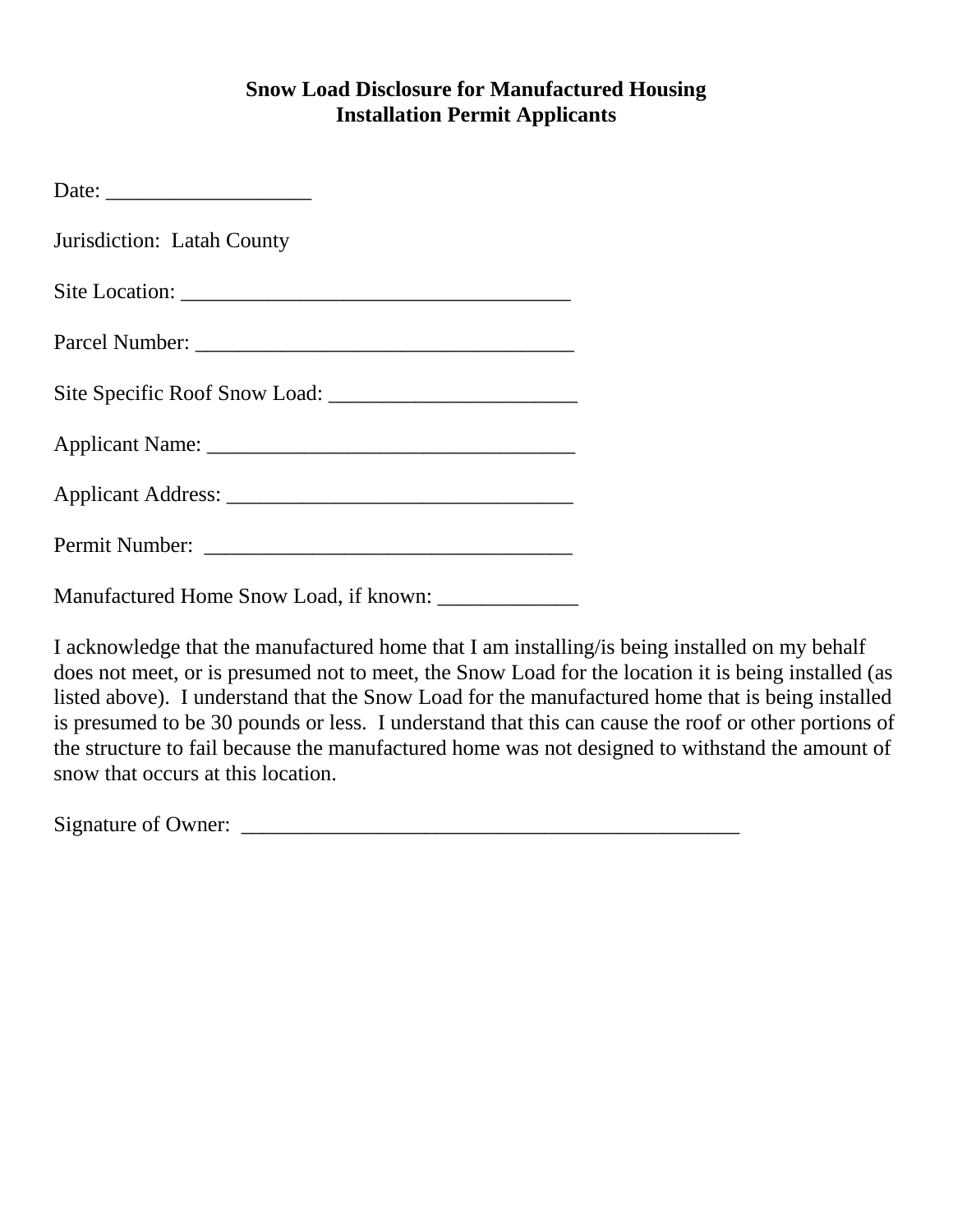# Snow Load Disclosure for Manufactured Housing Installation Permit Applicants

Date: ___________________

Jurisdiction: Latah County

Site Location: ____________________________________

Parcel Number: ___________________________________

Site Specific Roof Snow Load: _______________________

Applicant Name: __________________________________

Applicant Address: ________________________________

Permit Number: __________________________________

Manufactured Home Snow Load, if known: _____________

I acknowledge that the manufactured home that I am installing/is being installed on my behalf does not meet, or is presumed not to meet, the Snow Load for the location it is being installed (as listed above). I understand that the Snow Load for the manufactured home that is being installed is presumed to be 30 pounds or less. I understand that this can cause the roof or other portions of the structure to fail because the manufactured home was not designed to withstand the amount of snow that occurs at this location.

Signature of Owner: ______________________________________________